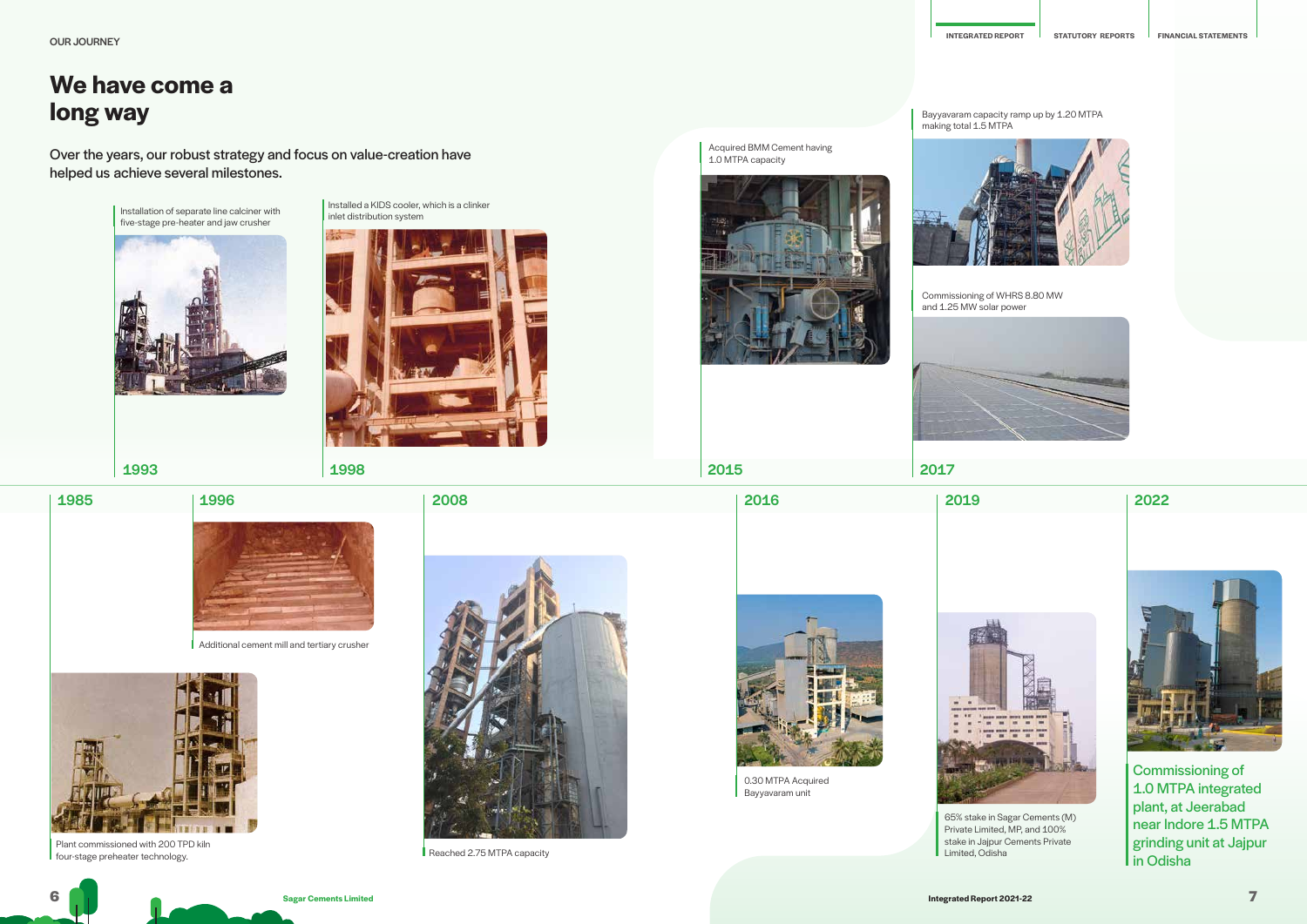OUR JOURNEY

# We have come a long way

Over the years, our robust strategy and focus on value-creation have helped us achieve several milestones.

**1985**

Plant commissioned with 200 TPD kiln four-stage preheater technology.

**1993**

Installation of separate line calciner with five-stage pre-heater and jaw crusher

**1996**

Additional cement mill and tertiary crusher

**1998**

Installed a KIDS cooler, which is a clinker inlet distribution system

**2008**

Reached 2.75 MTPA capacity

**2015**

Acquired BMM Cement having 1.0 MTPA capacity

**2016**

0.30 MTPA Acquired Bayyavaram unit

**2017**

Bayyavaram capacity ramp up by 1.20 MTPA making total 1.5 MTPA

Commissioning of WHRS 8.80 MW and 1.25 MW solar power

**2019**

65% stake in Sagar Cements (M) Private Limited, MP, and 100% stake in Jajpur Cements Private Limited, Odisha

**2022**

Commissioning of 1.0 MTPA integrated plant, at Jeerabad near Indore 1.5 MTPA grinding unit at Jajpur in Odisha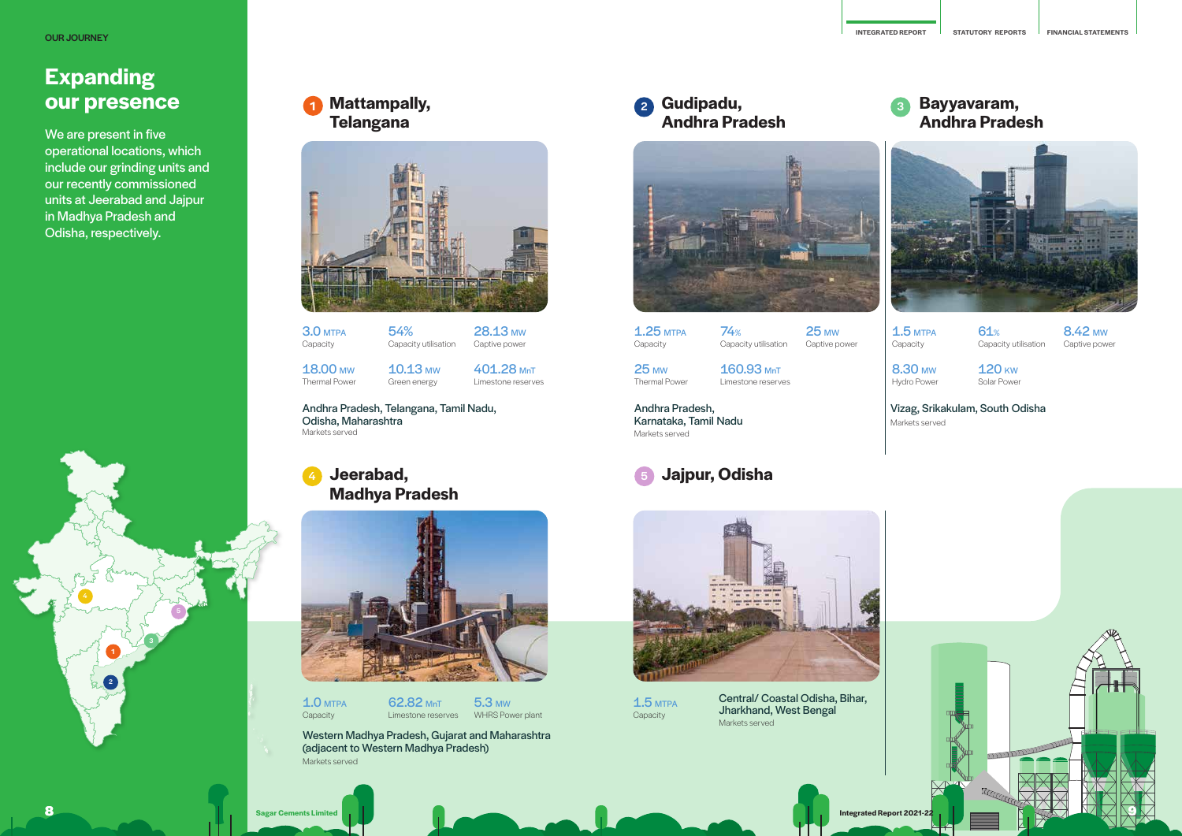OUR JOURNEY

# Expanding our presence

We are present in five operational locations, which include our grinding units and our recently commissioned units at Jeerabad and Jajpur in Madhya Pradesh and Odisha, respectively.

## 1 Mattampally, Telangana

3.0 MTPA
Capacity

54%
Capacity utilisation

28.13 MW
Captive power

18.00 MW
Thermal Power

10.13 MW
Green energy

401.28 MnT
Limestone reserves

Andhra Pradesh, Telangana, Tamil Nadu, Odisha, Maharashtra
Markets served

## 2 Gudipadu, Andhra Pradesh

1.25 MTPA
Capacity

74%
Capacity utilisation

25 MW
Captive power

25 MW
Thermal Power

160.93 MnT
Limestone reserves

Andhra Pradesh, Karnataka, Tamil Nadu
Markets served

## 3 Bayyavaram, Andhra Pradesh

1.5 MTPA
Capacity

61%
Capacity utilisation

8.42 MW
Captive power

8.30 MW
Hydro Power

120 KW
Solar Power

Vizag, Srikakulam, South Odisha
Markets served

## 4 Jeerabad, Madhya Pradesh

1.0 MTPA
Capacity

62.82 MnT
Limestone reserves

5.3 MW
WHRS Power plant

Western Madhya Pradesh, Gujarat and Maharashtra (adjacent to Western Madhya Pradesh)
Markets served

## 5 Jajpur, Odisha

1.5 MTPA
Capacity

Central/ Coastal Odisha, Bihar, Jharkhand, West Bengal
Markets served